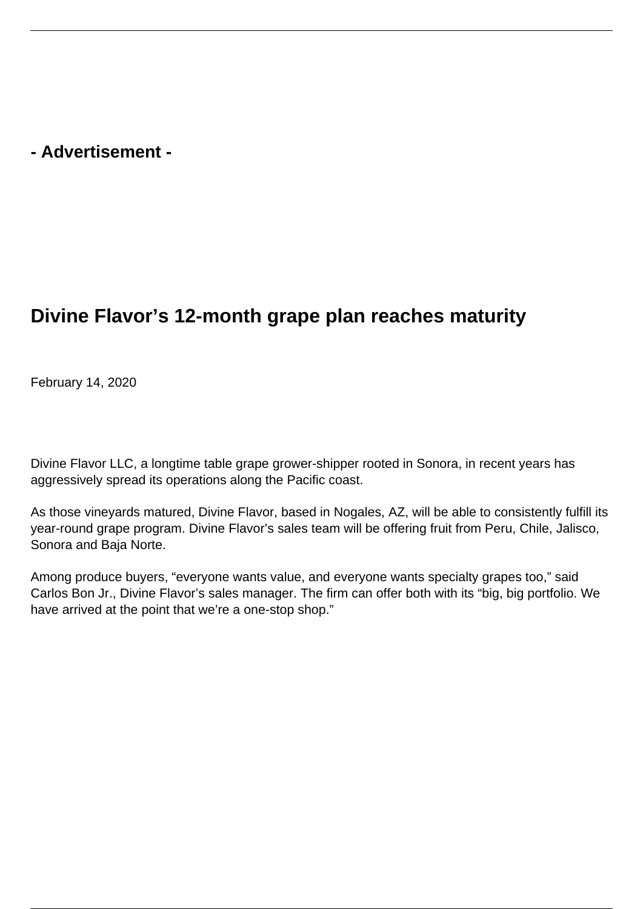**- Advertisement -**

# Divine Flavor's 12-month grape plan reaches maturity

February 14, 2020

Divine Flavor LLC, a longtime table grape grower-shipper rooted in Sonora, in recent years has aggressively spread its operations along the Pacific coast.

As those vineyards matured, Divine Flavor, based in Nogales, AZ, will be able to consistently fulfill its year-round grape program. Divine Flavor's sales team will be offering fruit from Peru, Chile, Jalisco, Sonora and Baja Norte.

Among produce buyers, "everyone wants value, and everyone wants specialty grapes too," said Carlos Bon Jr., Divine Flavor's sales manager. The firm can offer both with its "big, big portfolio. We have arrived at the point that we're a one-stop shop."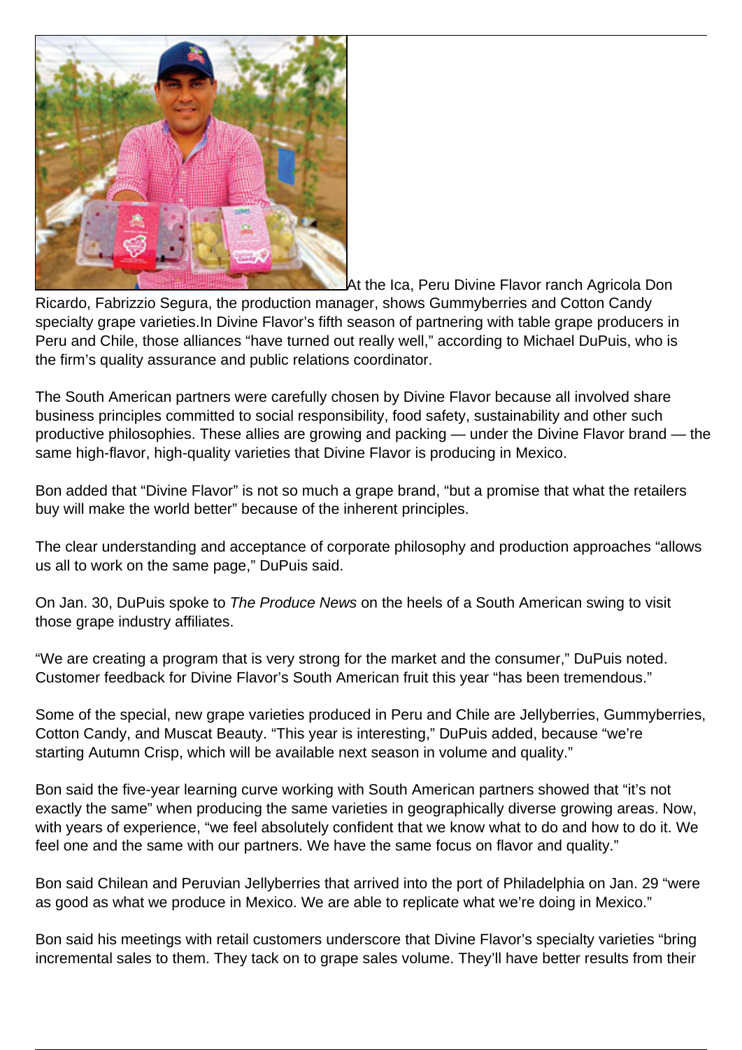At the Ica, Peru Divine Flavor ranch Agricola Don Ricardo, Fabrizzio Segura, the production manager, shows Gummyberries and Cotton Candy specialty grape varieties.In Divine Flavor's fifth season of partnering with table grape producers in Peru and Chile, those alliances "have turned out really well," according to Michael DuPuis, who is the firm's quality assurance and public relations coordinator.

The South American partners were carefully chosen by Divine Flavor because all involved share business principles committed to social responsibility, food safety, sustainability and other such productive philosophies. These allies are growing and packing — under the Divine Flavor brand — the same high-flavor, high-quality varieties that Divine Flavor is producing in Mexico.

Bon added that "Divine Flavor" is not so much a grape brand, "but a promise that what the retailers buy will make the world better" because of the inherent principles.

The clear understanding and acceptance of corporate philosophy and production approaches "allows us all to work on the same page," DuPuis said.

On Jan. 30, DuPuis spoke to *The Produce News* on the heels of a South American swing to visit those grape industry affiliates.

"We are creating a program that is very strong for the market and the consumer," DuPuis noted. Customer feedback for Divine Flavor's South American fruit this year "has been tremendous."

Some of the special, new grape varieties produced in Peru and Chile are Jellyberries, Gummyberries, Cotton Candy, and Muscat Beauty. "This year is interesting," DuPuis added, because "we're starting Autumn Crisp, which will be available next season in volume and quality."

Bon said the five-year learning curve working with South American partners showed that "it's not exactly the same" when producing the same varieties in geographically diverse growing areas. Now, with years of experience, "we feel absolutely confident that we know what to do and how to do it. We feel one and the same with our partners. We have the same focus on flavor and quality."

Bon said Chilean and Peruvian Jellyberries that arrived into the port of Philadelphia on Jan. 29 "were as good as what we produce in Mexico. We are able to replicate what we're doing in Mexico."

Bon said his meetings with retail customers underscore that Divine Flavor's specialty varieties "bring incremental sales to them. They tack on to grape sales volume. They'll have better results from their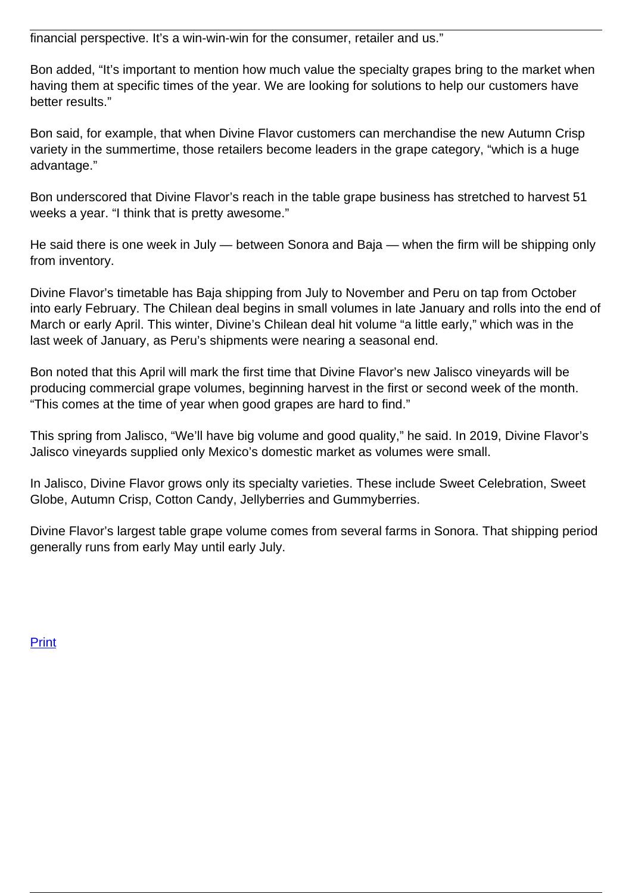financial perspective. It's a win-win-win for the consumer, retailer and us."

Bon added, "It's important to mention how much value the specialty grapes bring to the market when having them at specific times of the year. We are looking for solutions to help our customers have better results."

Bon said, for example, that when Divine Flavor customers can merchandise the new Autumn Crisp variety in the summertime, those retailers become leaders in the grape category, "which is a huge advantage."

Bon underscored that Divine Flavor's reach in the table grape business has stretched to harvest 51 weeks a year. "I think that is pretty awesome."

He said there is one week in July — between Sonora and Baja — when the firm will be shipping only from inventory.

Divine Flavor's timetable has Baja shipping from July to November and Peru on tap from October into early February. The Chilean deal begins in small volumes in late January and rolls into the end of March or early April. This winter, Divine's Chilean deal hit volume "a little early," which was in the last week of January, as Peru's shipments were nearing a seasonal end.

Bon noted that this April will mark the first time that Divine Flavor's new Jalisco vineyards will be producing commercial grape volumes, beginning harvest in the first or second week of the month. "This comes at the time of year when good grapes are hard to find."

This spring from Jalisco, "We'll have big volume and good quality," he said. In 2019, Divine Flavor's Jalisco vineyards supplied only Mexico's domestic market as volumes were small.

In Jalisco, Divine Flavor grows only its specialty varieties. These include Sweet Celebration, Sweet Globe, Autumn Crisp, Cotton Candy, Jellyberries and Gummyberries.

Divine Flavor's largest table grape volume comes from several farms in Sonora. That shipping period generally runs from early May until early July.

Print